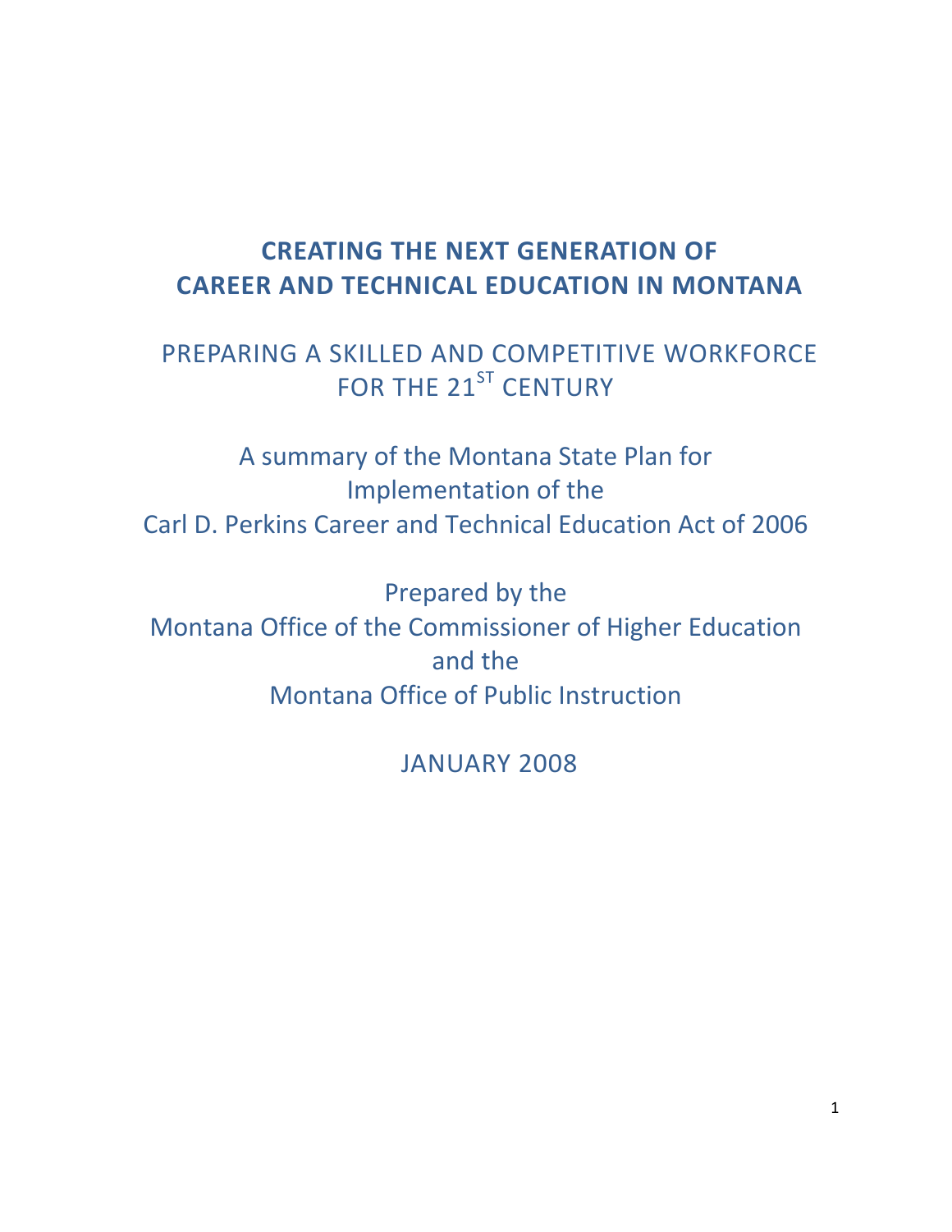# CREATING THE NEXT GENERATION OF CAREER AND TECHNICAL EDUCATION IN MONTANA

## PREPARING A SKILLED AND COMPETITIVE WORKFORCE FOR THE 21ST CENTURY

A summary of the Montana State Plan for Implementation of the Carl D. Perkins Career and Technical Education Act of 2006

Prepared by the
Montana Office of the Commissioner of Higher Education
and the
Montana Office of Public Instruction

JANUARY 2008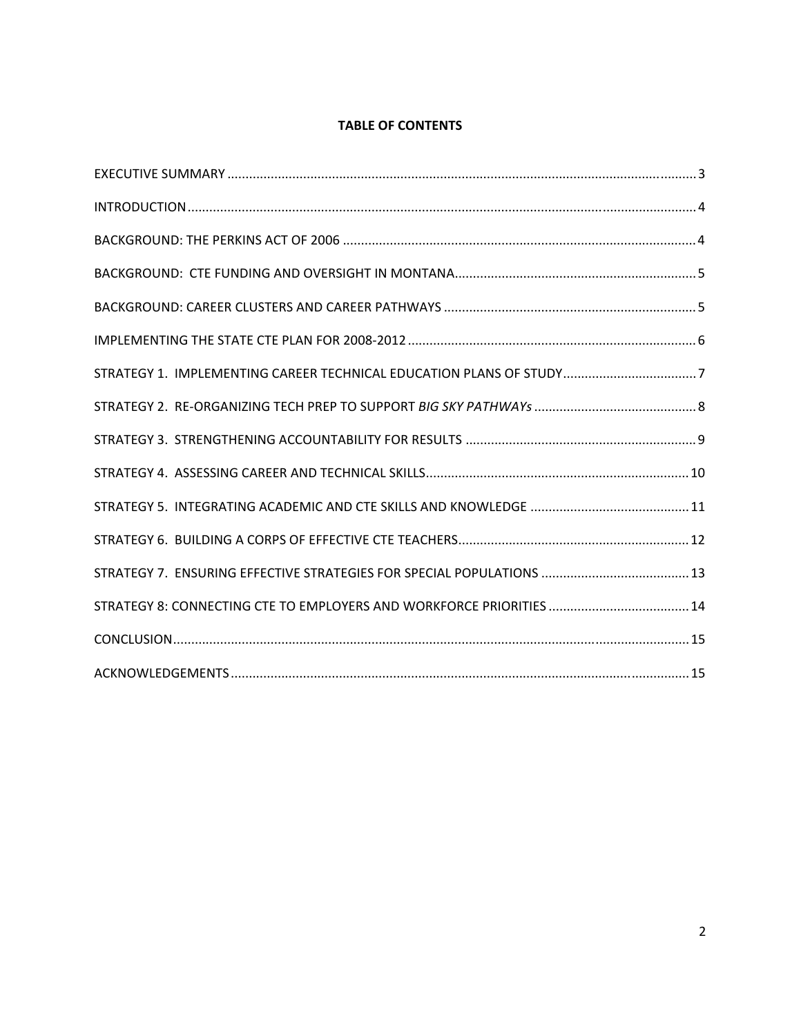**TABLE OF CONTENTS**

EXECUTIVE SUMMARY ........ 3

INTRODUCTION ........ 4

BACKGROUND: THE PERKINS ACT OF 2006 ........ 4

BACKGROUND: CTE FUNDING AND OVERSIGHT IN MONTANA ........ 5

BACKGROUND: CAREER CLUSTERS AND CAREER PATHWAYS ........ 5

IMPLEMENTING THE STATE CTE PLAN FOR 2008-2012 ........ 6

STRATEGY 1. IMPLEMENTING CAREER TECHNICAL EDUCATION PLANS OF STUDY ........ 7

STRATEGY 2. RE-ORGANIZING TECH PREP TO SUPPORT *BIG SKY PATHWAYs* ........ 8

STRATEGY 3. STRENGTHENING ACCOUNTABILITY FOR RESULTS ........ 9

STRATEGY 4. ASSESSING CAREER AND TECHNICAL SKILLS ........ 10

STRATEGY 5. INTEGRATING ACADEMIC AND CTE SKILLS AND KNOWLEDGE ........ 11

STRATEGY 6. BUILDING A CORPS OF EFFECTIVE CTE TEACHERS ........ 12

STRATEGY 7. ENSURING EFFECTIVE STRATEGIES FOR SPECIAL POPULATIONS ........ 13

STRATEGY 8: CONNECTING CTE TO EMPLOYERS AND WORKFORCE PRIORITIES ........ 14

CONCLUSION ........ 15

ACKNOWLEDGEMENTS ........ 15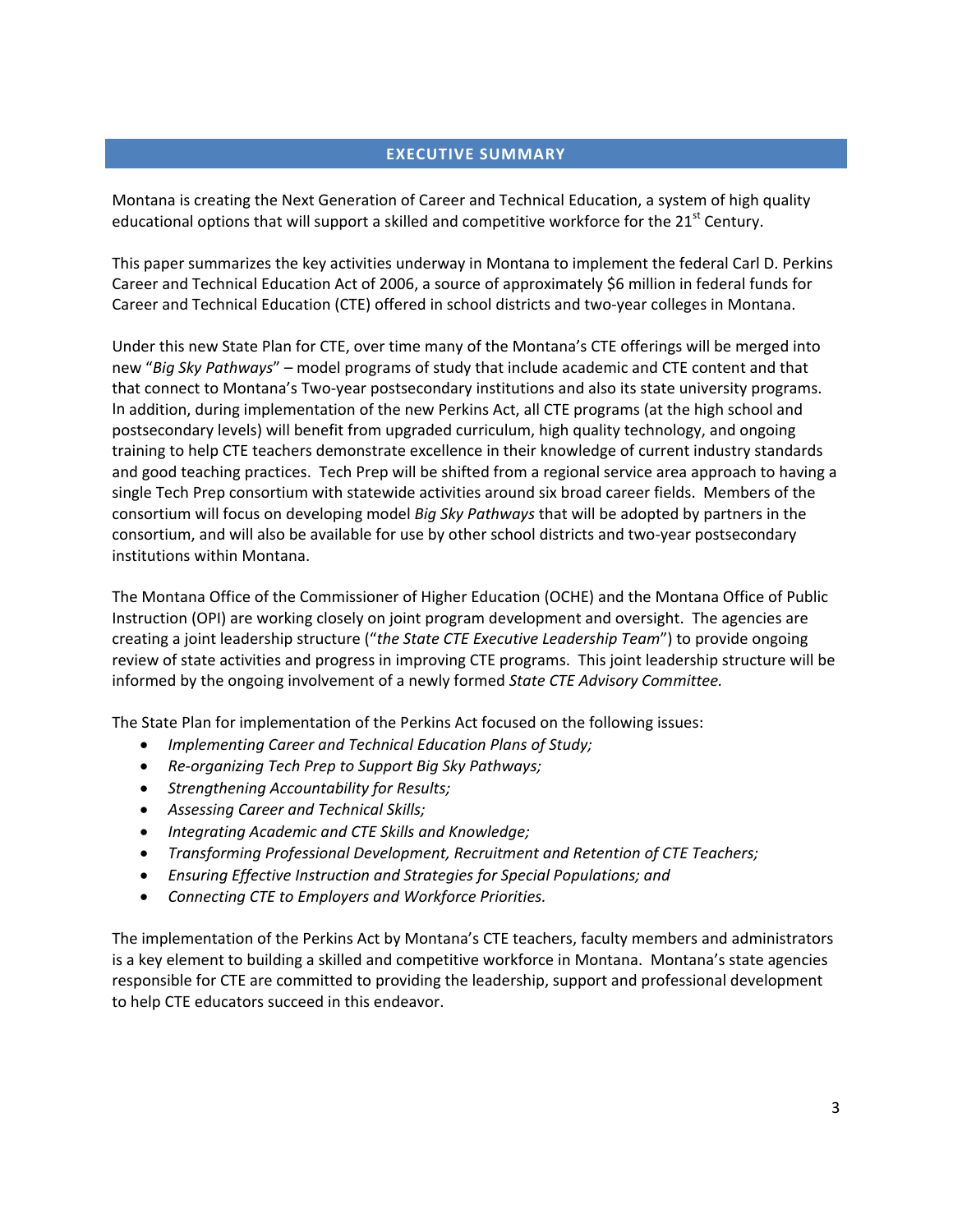## EXECUTIVE SUMMARY

Montana is creating the Next Generation of Career and Technical Education, a system of high quality educational options that will support a skilled and competitive workforce for the 21st Century.

This paper summarizes the key activities underway in Montana to implement the federal Carl D. Perkins Career and Technical Education Act of 2006, a source of approximately $6 million in federal funds for Career and Technical Education (CTE) offered in school districts and two-year colleges in Montana.

Under this new State Plan for CTE, over time many of the Montana's CTE offerings will be merged into new "*Big Sky Pathways*" – model programs of study that include academic and CTE content and that that connect to Montana's Two-year postsecondary institutions and also its state university programs. In addition, during implementation of the new Perkins Act, all CTE programs (at the high school and postsecondary levels) will benefit from upgraded curriculum, high quality technology, and ongoing training to help CTE teachers demonstrate excellence in their knowledge of current industry standards and good teaching practices. Tech Prep will be shifted from a regional service area approach to having a single Tech Prep consortium with statewide activities around six broad career fields. Members of the consortium will focus on developing model *Big Sky Pathways* that will be adopted by partners in the consortium, and will also be available for use by other school districts and two-year postsecondary institutions within Montana.

The Montana Office of the Commissioner of Higher Education (OCHE) and the Montana Office of Public Instruction (OPI) are working closely on joint program development and oversight. The agencies are creating a joint leadership structure ("*the State CTE Executive Leadership Team*") to provide ongoing review of state activities and progress in improving CTE programs. This joint leadership structure will be informed by the ongoing involvement of a newly formed *State CTE Advisory Committee.*

The State Plan for implementation of the Perkins Act focused on the following issues:

- *Implementing Career and Technical Education Plans of Study;*
- *Re-organizing Tech Prep to Support Big Sky Pathways;*
- *Strengthening Accountability for Results;*
- *Assessing Career and Technical Skills;*
- *Integrating Academic and CTE Skills and Knowledge;*
- *Transforming Professional Development, Recruitment and Retention of CTE Teachers;*
- *Ensuring Effective Instruction and Strategies for Special Populations; and*
- *Connecting CTE to Employers and Workforce Priorities.*

The implementation of the Perkins Act by Montana's CTE teachers, faculty members and administrators is a key element to building a skilled and competitive workforce in Montana. Montana's state agencies responsible for CTE are committed to providing the leadership, support and professional development to help CTE educators succeed in this endeavor.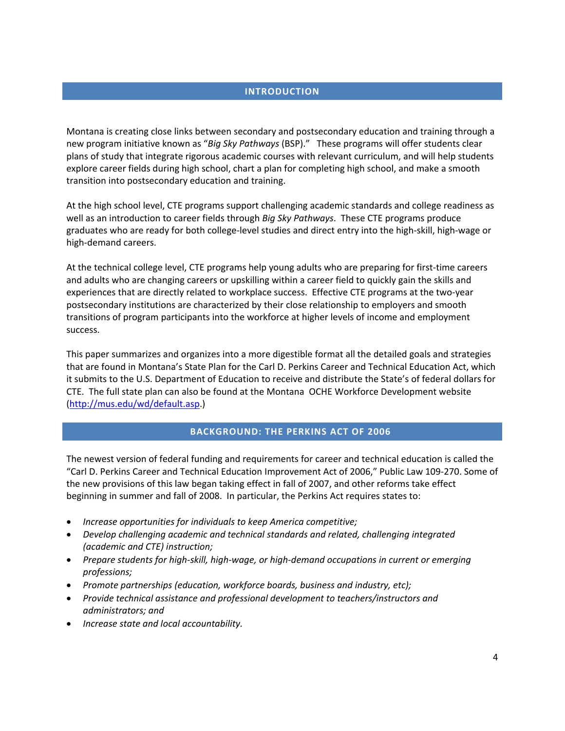## INTRODUCTION

Montana is creating close links between secondary and postsecondary education and training through a new program initiative known as "*Big Sky Pathways* (BSP)." These programs will offer students clear plans of study that integrate rigorous academic courses with relevant curriculum, and will help students explore career fields during high school, chart a plan for completing high school, and make a smooth transition into postsecondary education and training.

At the high school level, CTE programs support challenging academic standards and college readiness as well as an introduction to career fields through *Big Sky Pathways*. These CTE programs produce graduates who are ready for both college-level studies and direct entry into the high-skill, high-wage or high-demand careers.

At the technical college level, CTE programs help young adults who are preparing for first-time careers and adults who are changing careers or upskilling within a career field to quickly gain the skills and experiences that are directly related to workplace success. Effective CTE programs at the two-year postsecondary institutions are characterized by their close relationship to employers and smooth transitions of program participants into the workforce at higher levels of income and employment success.

This paper summarizes and organizes into a more digestible format all the detailed goals and strategies that are found in Montana's State Plan for the Carl D. Perkins Career and Technical Education Act, which it submits to the U.S. Department of Education to receive and distribute the State's of federal dollars for CTE. The full state plan can also be found at the Montana OCHE Workforce Development website (http://mus.edu/wd/default.asp.)

## BACKGROUND: THE PERKINS ACT OF 2006

The newest version of federal funding and requirements for career and technical education is called the "Carl D. Perkins Career and Technical Education Improvement Act of 2006," Public Law 109-270. Some of the new provisions of this law began taking effect in fall of 2007, and other reforms take effect beginning in summer and fall of 2008. In particular, the Perkins Act requires states to:

- *Increase opportunities for individuals to keep America competitive;*
- *Develop challenging academic and technical standards and related, challenging integrated (academic and CTE) instruction;*
- *Prepare students for high-skill, high-wage, or high-demand occupations in current or emerging professions;*
- *Promote partnerships (education, workforce boards, business and industry, etc);*
- *Provide technical assistance and professional development to teachers/instructors and administrators; and*
- *Increase state and local accountability.*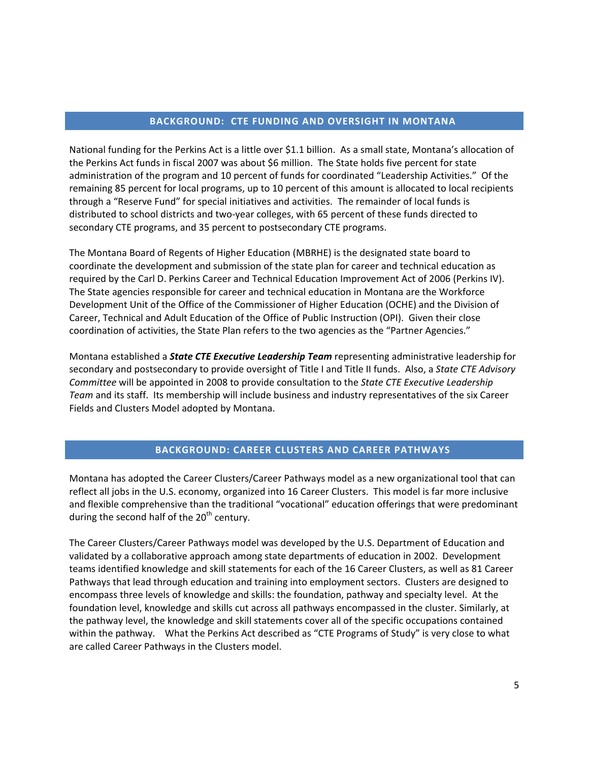## BACKGROUND: CTE FUNDING AND OVERSIGHT IN MONTANA

National funding for the Perkins Act is a little over $1.1 billion. As a small state, Montana's allocation of the Perkins Act funds in fiscal 2007 was about $6 million. The State holds five percent for state administration of the program and 10 percent of funds for coordinated "Leadership Activities." Of the remaining 85 percent for local programs, up to 10 percent of this amount is allocated to local recipients through a "Reserve Fund" for special initiatives and activities. The remainder of local funds is distributed to school districts and two-year colleges, with 65 percent of these funds directed to secondary CTE programs, and 35 percent to postsecondary CTE programs.

The Montana Board of Regents of Higher Education (MBRHE) is the designated state board to coordinate the development and submission of the state plan for career and technical education as required by the Carl D. Perkins Career and Technical Education Improvement Act of 2006 (Perkins IV). The State agencies responsible for career and technical education in Montana are the Workforce Development Unit of the Office of the Commissioner of Higher Education (OCHE) and the Division of Career, Technical and Adult Education of the Office of Public Instruction (OPI). Given their close coordination of activities, the State Plan refers to the two agencies as the "Partner Agencies."

Montana established a ***State CTE Executive Leadership Team*** representing administrative leadership for secondary and postsecondary to provide oversight of Title I and Title II funds. Also, a *State CTE Advisory Committee* will be appointed in 2008 to provide consultation to the *State CTE Executive Leadership Team* and its staff. Its membership will include business and industry representatives of the six Career Fields and Clusters Model adopted by Montana.

## BACKGROUND: CAREER CLUSTERS AND CAREER PATHWAYS

Montana has adopted the Career Clusters/Career Pathways model as a new organizational tool that can reflect all jobs in the U.S. economy, organized into 16 Career Clusters. This model is far more inclusive and flexible comprehensive than the traditional "vocational" education offerings that were predominant during the second half of the 20th century.

The Career Clusters/Career Pathways model was developed by the U.S. Department of Education and validated by a collaborative approach among state departments of education in 2002. Development teams identified knowledge and skill statements for each of the 16 Career Clusters, as well as 81 Career Pathways that lead through education and training into employment sectors. Clusters are designed to encompass three levels of knowledge and skills: the foundation, pathway and specialty level. At the foundation level, knowledge and skills cut across all pathways encompassed in the cluster. Similarly, at the pathway level, the knowledge and skill statements cover all of the specific occupations contained within the pathway. What the Perkins Act described as "CTE Programs of Study" is very close to what are called Career Pathways in the Clusters model.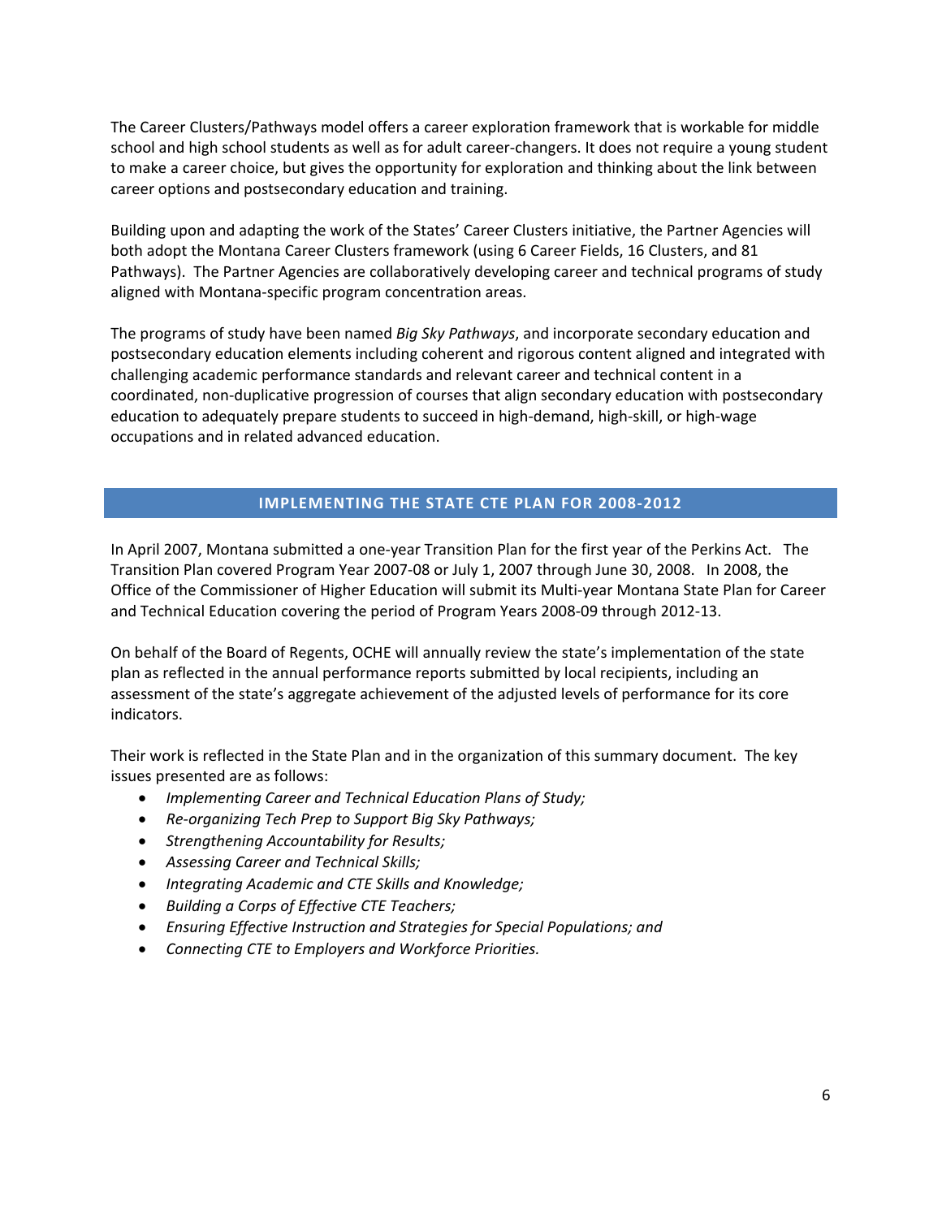The Career Clusters/Pathways model offers a career exploration framework that is workable for middle school and high school students as well as for adult career-changers. It does not require a young student to make a career choice, but gives the opportunity for exploration and thinking about the link between career options and postsecondary education and training.

Building upon and adapting the work of the States' Career Clusters initiative, the Partner Agencies will both adopt the Montana Career Clusters framework (using 6 Career Fields, 16 Clusters, and 81 Pathways). The Partner Agencies are collaboratively developing career and technical programs of study aligned with Montana-specific program concentration areas.

The programs of study have been named *Big Sky Pathways*, and incorporate secondary education and postsecondary education elements including coherent and rigorous content aligned and integrated with challenging academic performance standards and relevant career and technical content in a coordinated, non-duplicative progression of courses that align secondary education with postsecondary education to adequately prepare students to succeed in high-demand, high-skill, or high-wage occupations and in related advanced education.

## IMPLEMENTING THE STATE CTE PLAN FOR 2008-2012

In April 2007, Montana submitted a one-year Transition Plan for the first year of the Perkins Act. The Transition Plan covered Program Year 2007-08 or July 1, 2007 through June 30, 2008. In 2008, the Office of the Commissioner of Higher Education will submit its Multi-year Montana State Plan for Career and Technical Education covering the period of Program Years 2008-09 through 2012-13.

On behalf of the Board of Regents, OCHE will annually review the state's implementation of the state plan as reflected in the annual performance reports submitted by local recipients, including an assessment of the state's aggregate achievement of the adjusted levels of performance for its core indicators.

Their work is reflected in the State Plan and in the organization of this summary document. The key issues presented are as follows:

- *Implementing Career and Technical Education Plans of Study;*
- *Re-organizing Tech Prep to Support Big Sky Pathways;*
- *Strengthening Accountability for Results;*
- *Assessing Career and Technical Skills;*
- *Integrating Academic and CTE Skills and Knowledge;*
- *Building a Corps of Effective CTE Teachers;*
- *Ensuring Effective Instruction and Strategies for Special Populations; and*
- *Connecting CTE to Employers and Workforce Priorities.*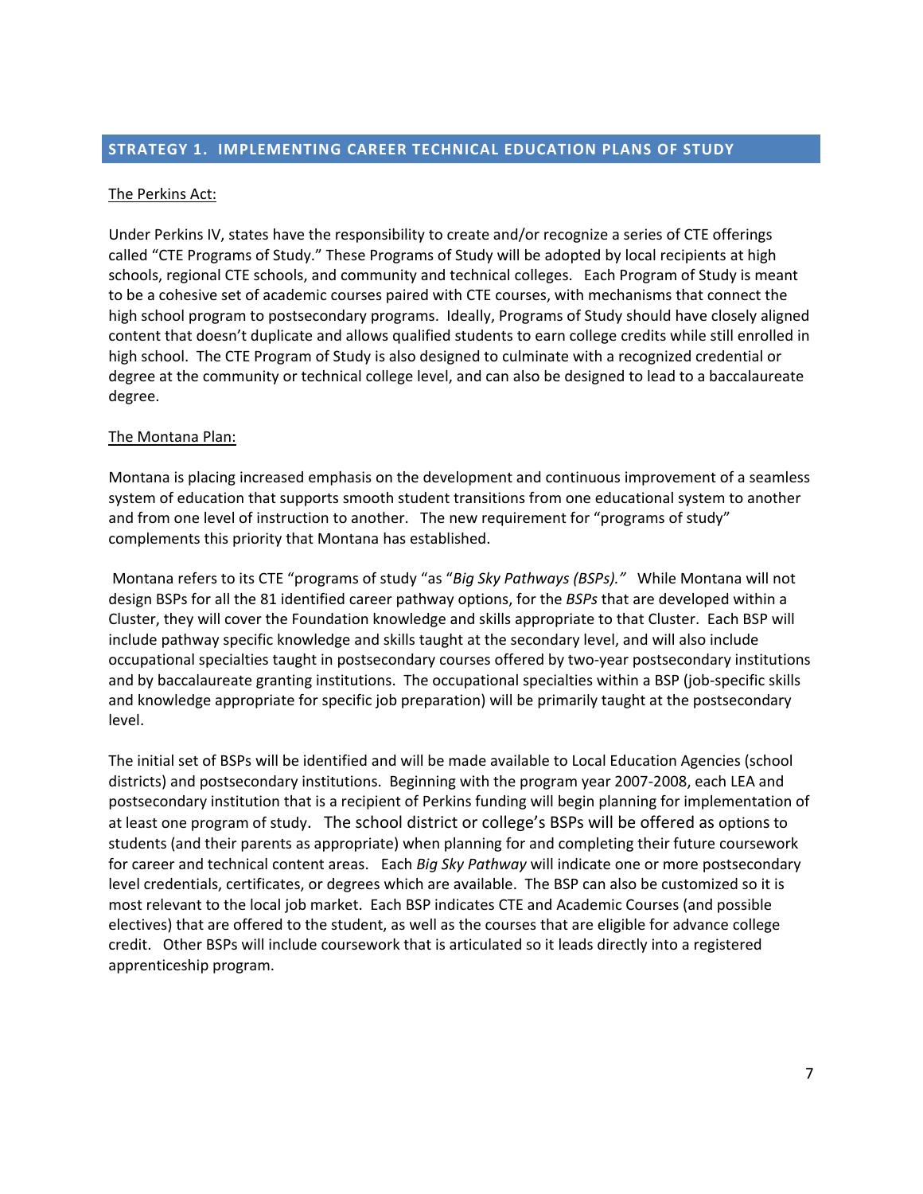## STRATEGY 1. IMPLEMENTING CAREER TECHNICAL EDUCATION PLANS OF STUDY

The Perkins Act:

Under Perkins IV, states have the responsibility to create and/or recognize a series of CTE offerings called "CTE Programs of Study." These Programs of Study will be adopted by local recipients at high schools, regional CTE schools, and community and technical colleges. Each Program of Study is meant to be a cohesive set of academic courses paired with CTE courses, with mechanisms that connect the high school program to postsecondary programs. Ideally, Programs of Study should have closely aligned content that doesn't duplicate and allows qualified students to earn college credits while still enrolled in high school. The CTE Program of Study is also designed to culminate with a recognized credential or degree at the community or technical college level, and can also be designed to lead to a baccalaureate degree.

The Montana Plan:

Montana is placing increased emphasis on the development and continuous improvement of a seamless system of education that supports smooth student transitions from one educational system to another and from one level of instruction to another. The new requirement for "programs of study" complements this priority that Montana has established.

Montana refers to its CTE "programs of study "as "*Big Sky Pathways (BSPs)."* While Montana will not design BSPs for all the 81 identified career pathway options, for the *BSPs* that are developed within a Cluster, they will cover the Foundation knowledge and skills appropriate to that Cluster. Each BSP will include pathway specific knowledge and skills taught at the secondary level, and will also include occupational specialties taught in postsecondary courses offered by two-year postsecondary institutions and by baccalaureate granting institutions. The occupational specialties within a BSP (job-specific skills and knowledge appropriate for specific job preparation) will be primarily taught at the postsecondary level.

The initial set of BSPs will be identified and will be made available to Local Education Agencies (school districts) and postsecondary institutions. Beginning with the program year 2007-2008, each LEA and postsecondary institution that is a recipient of Perkins funding will begin planning for implementation of at least one program of study. The school district or college's BSPs will be offered as options to students (and their parents as appropriate) when planning for and completing their future coursework for career and technical content areas. Each *Big Sky Pathway* will indicate one or more postsecondary level credentials, certificates, or degrees which are available. The BSP can also be customized so it is most relevant to the local job market. Each BSP indicates CTE and Academic Courses (and possible electives) that are offered to the student, as well as the courses that are eligible for advance college credit. Other BSPs will include coursework that is articulated so it leads directly into a registered apprenticeship program.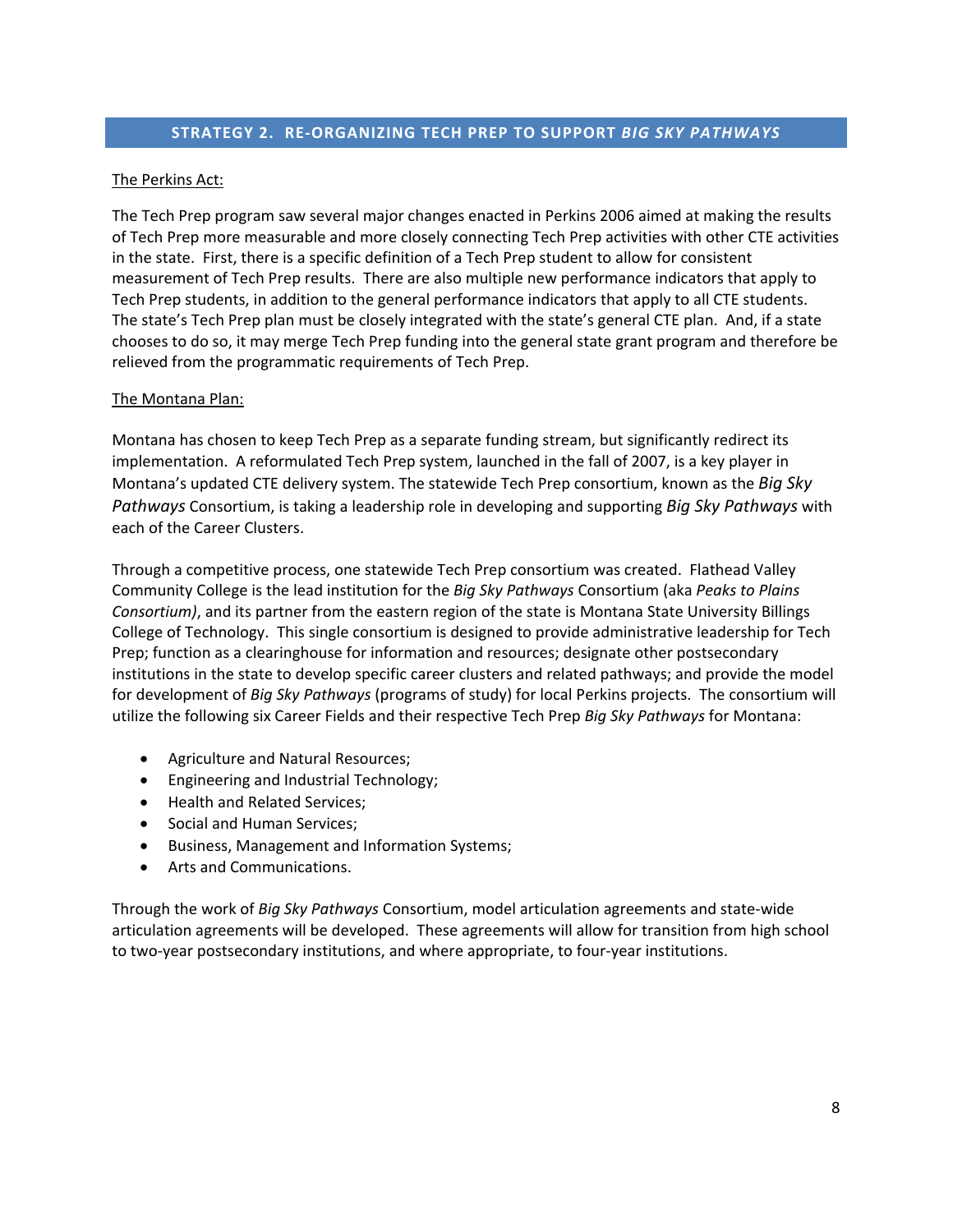## STRATEGY 2. RE-ORGANIZING TECH PREP TO SUPPORT *BIG SKY PATHWAYS*

The Perkins Act:

The Tech Prep program saw several major changes enacted in Perkins 2006 aimed at making the results of Tech Prep more measurable and more closely connecting Tech Prep activities with other CTE activities in the state. First, there is a specific definition of a Tech Prep student to allow for consistent measurement of Tech Prep results. There are also multiple new performance indicators that apply to Tech Prep students, in addition to the general performance indicators that apply to all CTE students. The state's Tech Prep plan must be closely integrated with the state's general CTE plan. And, if a state chooses to do so, it may merge Tech Prep funding into the general state grant program and therefore be relieved from the programmatic requirements of Tech Prep.

The Montana Plan:

Montana has chosen to keep Tech Prep as a separate funding stream, but significantly redirect its implementation. A reformulated Tech Prep system, launched in the fall of 2007, is a key player in Montana's updated CTE delivery system. The statewide Tech Prep consortium, known as the *Big Sky Pathways* Consortium, is taking a leadership role in developing and supporting *Big Sky Pathways* with each of the Career Clusters.

Through a competitive process, one statewide Tech Prep consortium was created. Flathead Valley Community College is the lead institution for the *Big Sky Pathways* Consortium (aka *Peaks to Plains Consortium)*, and its partner from the eastern region of the state is Montana State University Billings College of Technology. This single consortium is designed to provide administrative leadership for Tech Prep; function as a clearinghouse for information and resources; designate other postsecondary institutions in the state to develop specific career clusters and related pathways; and provide the model for development of *Big Sky Pathways* (programs of study) for local Perkins projects. The consortium will utilize the following six Career Fields and their respective Tech Prep *Big Sky Pathways* for Montana:

- Agriculture and Natural Resources;
- Engineering and Industrial Technology;
- Health and Related Services;
- Social and Human Services;
- Business, Management and Information Systems;
- Arts and Communications.

Through the work of *Big Sky Pathways* Consortium, model articulation agreements and state-wide articulation agreements will be developed. These agreements will allow for transition from high school to two-year postsecondary institutions, and where appropriate, to four-year institutions.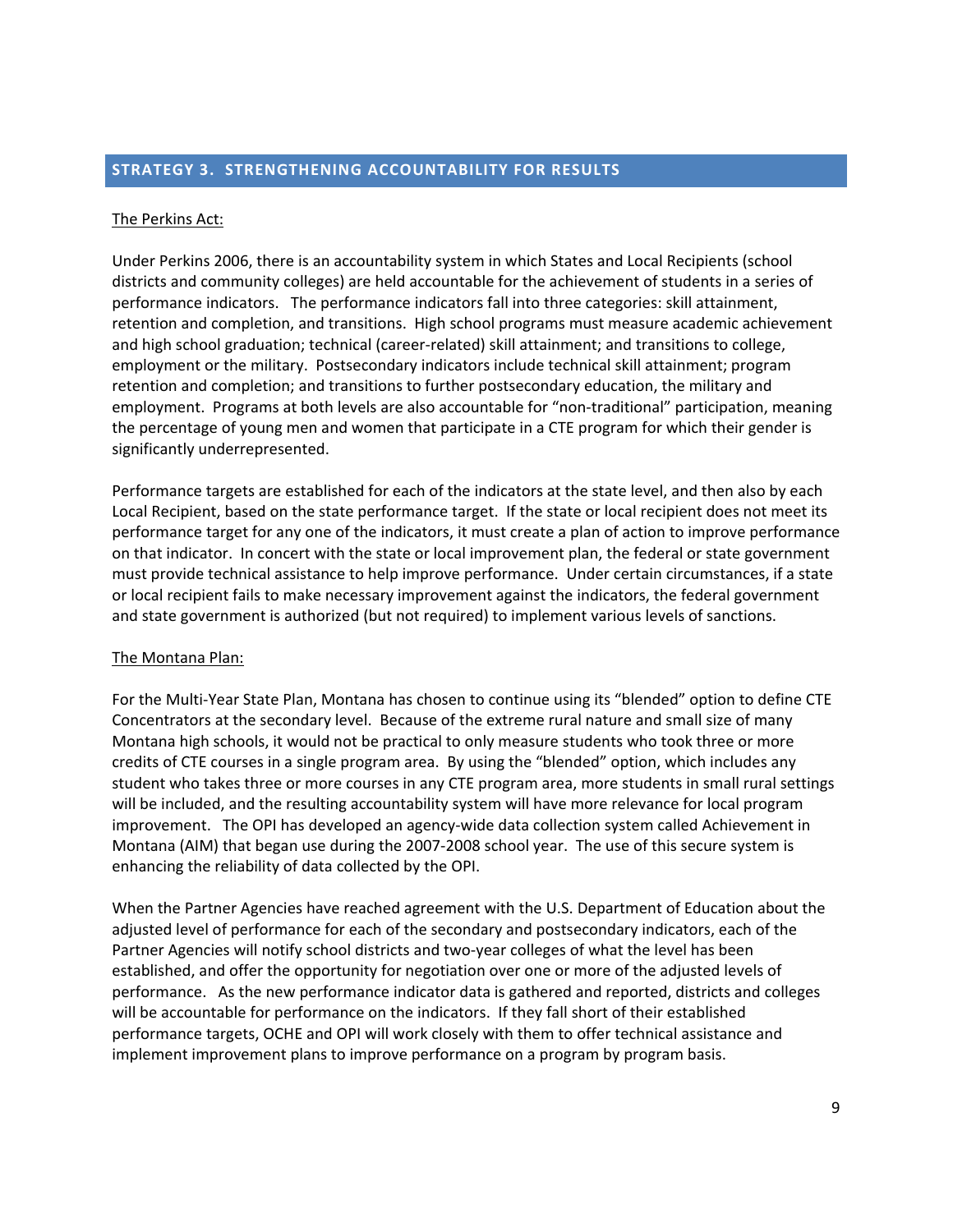## STRATEGY 3. STRENGTHENING ACCOUNTABILITY FOR RESULTS

The Perkins Act:

Under Perkins 2006, there is an accountability system in which States and Local Recipients (school districts and community colleges) are held accountable for the achievement of students in a series of performance indicators. The performance indicators fall into three categories: skill attainment, retention and completion, and transitions. High school programs must measure academic achievement and high school graduation; technical (career-related) skill attainment; and transitions to college, employment or the military. Postsecondary indicators include technical skill attainment; program retention and completion; and transitions to further postsecondary education, the military and employment. Programs at both levels are also accountable for "non-traditional" participation, meaning the percentage of young men and women that participate in a CTE program for which their gender is significantly underrepresented.

Performance targets are established for each of the indicators at the state level, and then also by each Local Recipient, based on the state performance target. If the state or local recipient does not meet its performance target for any one of the indicators, it must create a plan of action to improve performance on that indicator. In concert with the state or local improvement plan, the federal or state government must provide technical assistance to help improve performance. Under certain circumstances, if a state or local recipient fails to make necessary improvement against the indicators, the federal government and state government is authorized (but not required) to implement various levels of sanctions.

The Montana Plan:

For the Multi-Year State Plan, Montana has chosen to continue using its "blended" option to define CTE Concentrators at the secondary level. Because of the extreme rural nature and small size of many Montana high schools, it would not be practical to only measure students who took three or more credits of CTE courses in a single program area. By using the "blended" option, which includes any student who takes three or more courses in any CTE program area, more students in small rural settings will be included, and the resulting accountability system will have more relevance for local program improvement. The OPI has developed an agency-wide data collection system called Achievement in Montana (AIM) that began use during the 2007-2008 school year. The use of this secure system is enhancing the reliability of data collected by the OPI.

When the Partner Agencies have reached agreement with the U.S. Department of Education about the adjusted level of performance for each of the secondary and postsecondary indicators, each of the Partner Agencies will notify school districts and two-year colleges of what the level has been established, and offer the opportunity for negotiation over one or more of the adjusted levels of performance. As the new performance indicator data is gathered and reported, districts and colleges will be accountable for performance on the indicators. If they fall short of their established performance targets, OCHE and OPI will work closely with them to offer technical assistance and implement improvement plans to improve performance on a program by program basis.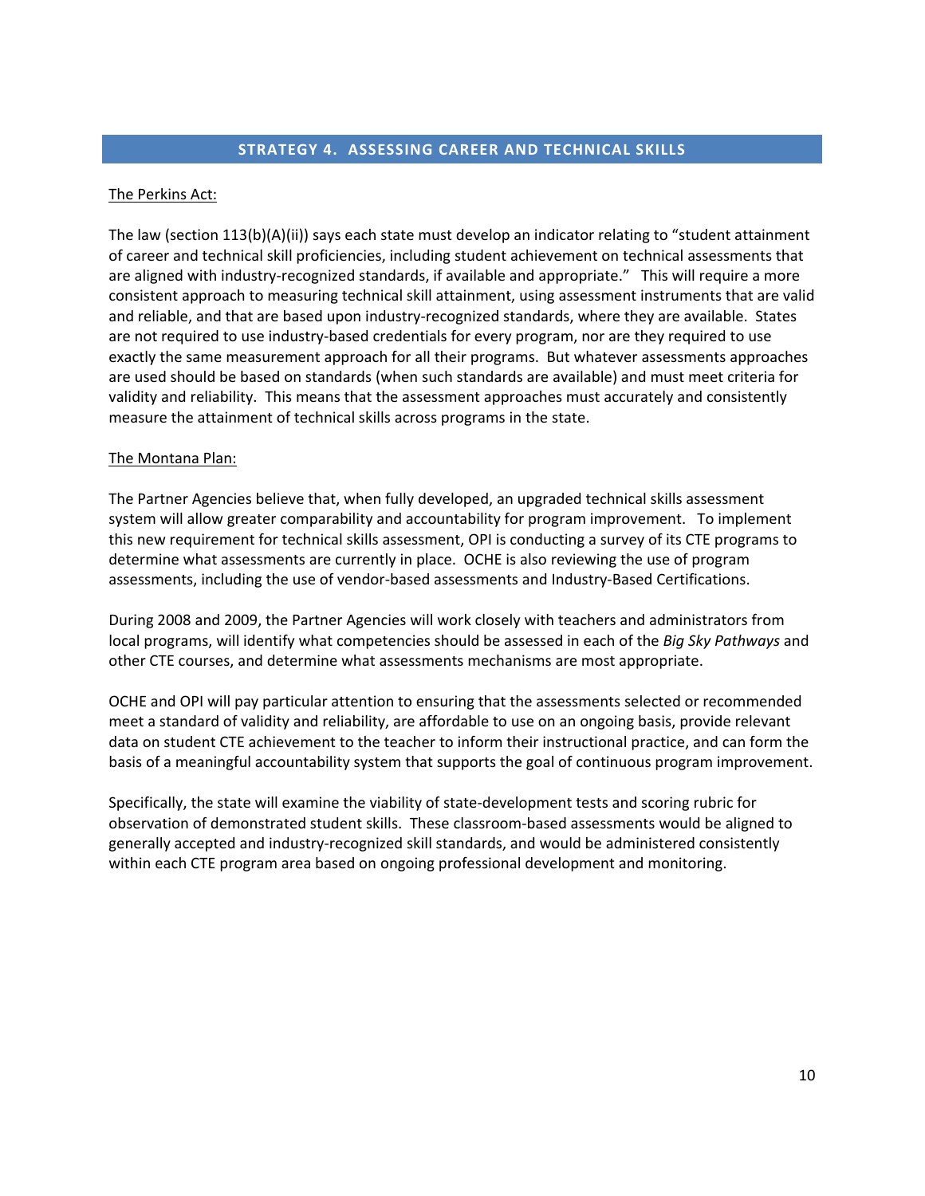## STRATEGY 4. ASSESSING CAREER AND TECHNICAL SKILLS

The Perkins Act:

The law (section 113(b)(A)(ii)) says each state must develop an indicator relating to "student attainment of career and technical skill proficiencies, including student achievement on technical assessments that are aligned with industry-recognized standards, if available and appropriate." This will require a more consistent approach to measuring technical skill attainment, using assessment instruments that are valid and reliable, and that are based upon industry-recognized standards, where they are available. States are not required to use industry-based credentials for every program, nor are they required to use exactly the same measurement approach for all their programs. But whatever assessments approaches are used should be based on standards (when such standards are available) and must meet criteria for validity and reliability. This means that the assessment approaches must accurately and consistently measure the attainment of technical skills across programs in the state.

The Montana Plan:

The Partner Agencies believe that, when fully developed, an upgraded technical skills assessment system will allow greater comparability and accountability for program improvement. To implement this new requirement for technical skills assessment, OPI is conducting a survey of its CTE programs to determine what assessments are currently in place. OCHE is also reviewing the use of program assessments, including the use of vendor-based assessments and Industry-Based Certifications.

During 2008 and 2009, the Partner Agencies will work closely with teachers and administrators from local programs, will identify what competencies should be assessed in each of the *Big Sky Pathways* and other CTE courses, and determine what assessments mechanisms are most appropriate.

OCHE and OPI will pay particular attention to ensuring that the assessments selected or recommended meet a standard of validity and reliability, are affordable to use on an ongoing basis, provide relevant data on student CTE achievement to the teacher to inform their instructional practice, and can form the basis of a meaningful accountability system that supports the goal of continuous program improvement.

Specifically, the state will examine the viability of state-development tests and scoring rubric for observation of demonstrated student skills. These classroom-based assessments would be aligned to generally accepted and industry-recognized skill standards, and would be administered consistently within each CTE program area based on ongoing professional development and monitoring.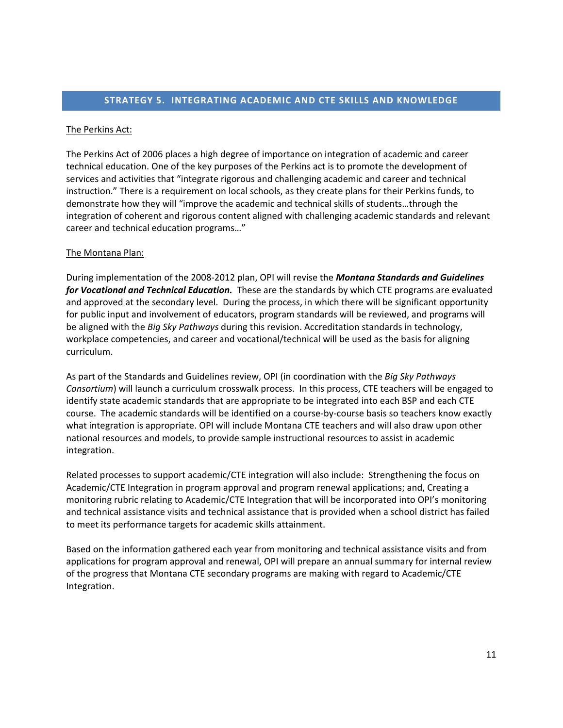## STRATEGY 5. INTEGRATING ACADEMIC AND CTE SKILLS AND KNOWLEDGE

The Perkins Act:

The Perkins Act of 2006 places a high degree of importance on integration of academic and career technical education. One of the key purposes of the Perkins act is to promote the development of services and activities that "integrate rigorous and challenging academic and career and technical instruction." There is a requirement on local schools, as they create plans for their Perkins funds, to demonstrate how they will "improve the academic and technical skills of students…through the integration of coherent and rigorous content aligned with challenging academic standards and relevant career and technical education programs…"

The Montana Plan:

During implementation of the 2008-2012 plan, OPI will revise the ***Montana Standards and Guidelines for Vocational and Technical Education.*** These are the standards by which CTE programs are evaluated and approved at the secondary level. During the process, in which there will be significant opportunity for public input and involvement of educators, program standards will be reviewed, and programs will be aligned with the *Big Sky Pathways* during this revision. Accreditation standards in technology, workplace competencies, and career and vocational/technical will be used as the basis for aligning curriculum.

As part of the Standards and Guidelines review, OPI (in coordination with the *Big Sky Pathways Consortium*) will launch a curriculum crosswalk process. In this process, CTE teachers will be engaged to identify state academic standards that are appropriate to be integrated into each BSP and each CTE course. The academic standards will be identified on a course-by-course basis so teachers know exactly what integration is appropriate. OPI will include Montana CTE teachers and will also draw upon other national resources and models, to provide sample instructional resources to assist in academic integration.

Related processes to support academic/CTE integration will also include: Strengthening the focus on Academic/CTE Integration in program approval and program renewal applications; and, Creating a monitoring rubric relating to Academic/CTE Integration that will be incorporated into OPI's monitoring and technical assistance visits and technical assistance that is provided when a school district has failed to meet its performance targets for academic skills attainment.

Based on the information gathered each year from monitoring and technical assistance visits and from applications for program approval and renewal, OPI will prepare an annual summary for internal review of the progress that Montana CTE secondary programs are making with regard to Academic/CTE Integration.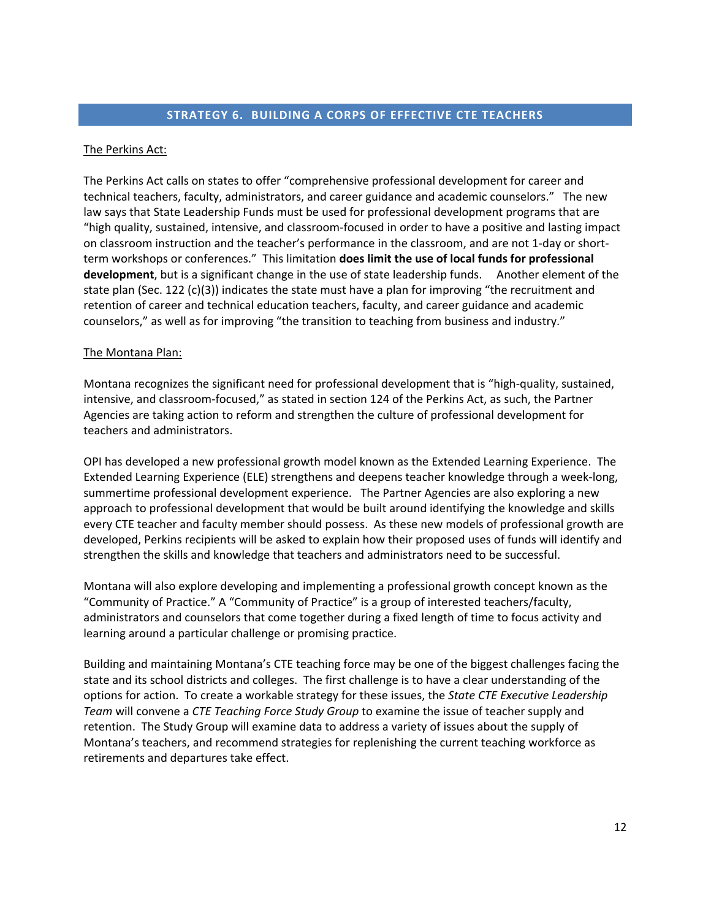## STRATEGY 6. BUILDING A CORPS OF EFFECTIVE CTE TEACHERS

The Perkins Act:

The Perkins Act calls on states to offer "comprehensive professional development for career and technical teachers, faculty, administrators, and career guidance and academic counselors." The new law says that State Leadership Funds must be used for professional development programs that are "high quality, sustained, intensive, and classroom-focused in order to have a positive and lasting impact on classroom instruction and the teacher's performance in the classroom, and are not 1-day or short-term workshops or conferences." This limitation **does limit the use of local funds for professional development**, but is a significant change in the use of state leadership funds. Another element of the state plan (Sec. 122 (c)(3)) indicates the state must have a plan for improving "the recruitment and retention of career and technical education teachers, faculty, and career guidance and academic counselors," as well as for improving "the transition to teaching from business and industry."

The Montana Plan:

Montana recognizes the significant need for professional development that is "high-quality, sustained, intensive, and classroom-focused," as stated in section 124 of the Perkins Act, as such, the Partner Agencies are taking action to reform and strengthen the culture of professional development for teachers and administrators.

OPI has developed a new professional growth model known as the Extended Learning Experience. The Extended Learning Experience (ELE) strengthens and deepens teacher knowledge through a week-long, summertime professional development experience. The Partner Agencies are also exploring a new approach to professional development that would be built around identifying the knowledge and skills every CTE teacher and faculty member should possess. As these new models of professional growth are developed, Perkins recipients will be asked to explain how their proposed uses of funds will identify and strengthen the skills and knowledge that teachers and administrators need to be successful.

Montana will also explore developing and implementing a professional growth concept known as the "Community of Practice." A "Community of Practice" is a group of interested teachers/faculty, administrators and counselors that come together during a fixed length of time to focus activity and learning around a particular challenge or promising practice.

Building and maintaining Montana's CTE teaching force may be one of the biggest challenges facing the state and its school districts and colleges. The first challenge is to have a clear understanding of the options for action. To create a workable strategy for these issues, the *State CTE Executive Leadership Team* will convene a *CTE Teaching Force Study Group* to examine the issue of teacher supply and retention. The Study Group will examine data to address a variety of issues about the supply of Montana's teachers, and recommend strategies for replenishing the current teaching workforce as retirements and departures take effect.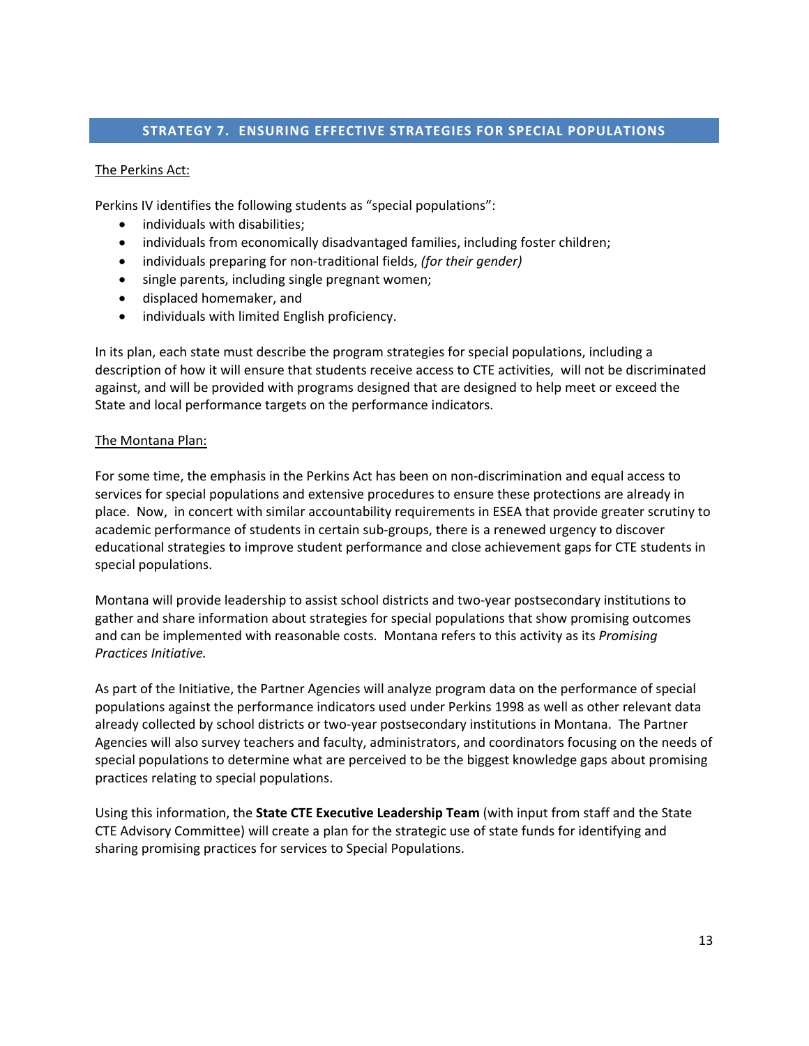## STRATEGY 7. ENSURING EFFECTIVE STRATEGIES FOR SPECIAL POPULATIONS

The Perkins Act:

Perkins IV identifies the following students as "special populations":

- individuals with disabilities;
- individuals from economically disadvantaged families, including foster children;
- individuals preparing for non-traditional fields, *(for their gender)*
- single parents, including single pregnant women;
- displaced homemaker, and
- individuals with limited English proficiency.

In its plan, each state must describe the program strategies for special populations, including a description of how it will ensure that students receive access to CTE activities, will not be discriminated against, and will be provided with programs designed that are designed to help meet or exceed the State and local performance targets on the performance indicators.

The Montana Plan:

For some time, the emphasis in the Perkins Act has been on non-discrimination and equal access to services for special populations and extensive procedures to ensure these protections are already in place. Now, in concert with similar accountability requirements in ESEA that provide greater scrutiny to academic performance of students in certain sub-groups, there is a renewed urgency to discover educational strategies to improve student performance and close achievement gaps for CTE students in special populations.

Montana will provide leadership to assist school districts and two-year postsecondary institutions to gather and share information about strategies for special populations that show promising outcomes and can be implemented with reasonable costs. Montana refers to this activity as its *Promising Practices Initiative.*

As part of the Initiative, the Partner Agencies will analyze program data on the performance of special populations against the performance indicators used under Perkins 1998 as well as other relevant data already collected by school districts or two-year postsecondary institutions in Montana. The Partner Agencies will also survey teachers and faculty, administrators, and coordinators focusing on the needs of special populations to determine what are perceived to be the biggest knowledge gaps about promising practices relating to special populations.

Using this information, the **State CTE Executive Leadership Team** (with input from staff and the State CTE Advisory Committee) will create a plan for the strategic use of state funds for identifying and sharing promising practices for services to Special Populations.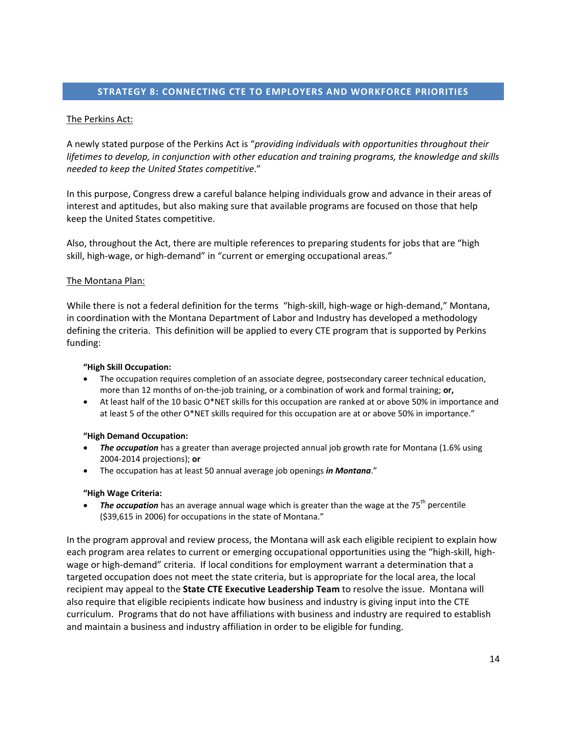## STRATEGY 8: CONNECTING CTE TO EMPLOYERS AND WORKFORCE PRIORITIES

The Perkins Act:

A newly stated purpose of the Perkins Act is "*providing individuals with opportunities throughout their lifetimes to develop, in conjunction with other education and training programs, the knowledge and skills needed to keep the United States competitive*."

In this purpose, Congress drew a careful balance helping individuals grow and advance in their areas of interest and aptitudes, but also making sure that available programs are focused on those that help keep the United States competitive.

Also, throughout the Act, there are multiple references to preparing students for jobs that are "high skill, high-wage, or high-demand" in "current or emerging occupational areas."

The Montana Plan:

While there is not a federal definition for the terms "high-skill, high-wage or high-demand," Montana, in coordination with the Montana Department of Labor and Industry has developed a methodology defining the criteria. This definition will be applied to every CTE program that is supported by Perkins funding:

**"High Skill Occupation:**

- The occupation requires completion of an associate degree, postsecondary career technical education, more than 12 months of on-the-job training, or a combination of work and formal training; **or,**
- At least half of the 10 basic O*NET skills for this occupation are ranked at or above 50% in importance and at least 5 of the other O*NET skills required for this occupation are at or above 50% in importance."

**"High Demand Occupation:**

- ***The occupation*** has a greater than average projected annual job growth rate for Montana (1.6% using 2004-2014 projections); **or**
- The occupation has at least 50 annual average job openings ***in Montana***."

**"High Wage Criteria:**

- ***The occupation*** has an average annual wage which is greater than the wage at the 75th percentile ($39,615 in 2006) for occupations in the state of Montana."

In the program approval and review process, the Montana will ask each eligible recipient to explain how each program area relates to current or emerging occupational opportunities using the "high-skill, high-wage or high-demand" criteria. If local conditions for employment warrant a determination that a targeted occupation does not meet the state criteria, but is appropriate for the local area, the local recipient may appeal to the **State CTE Executive Leadership Team** to resolve the issue. Montana will also require that eligible recipients indicate how business and industry is giving input into the CTE curriculum. Programs that do not have affiliations with business and industry are required to establish and maintain a business and industry affiliation in order to be eligible for funding.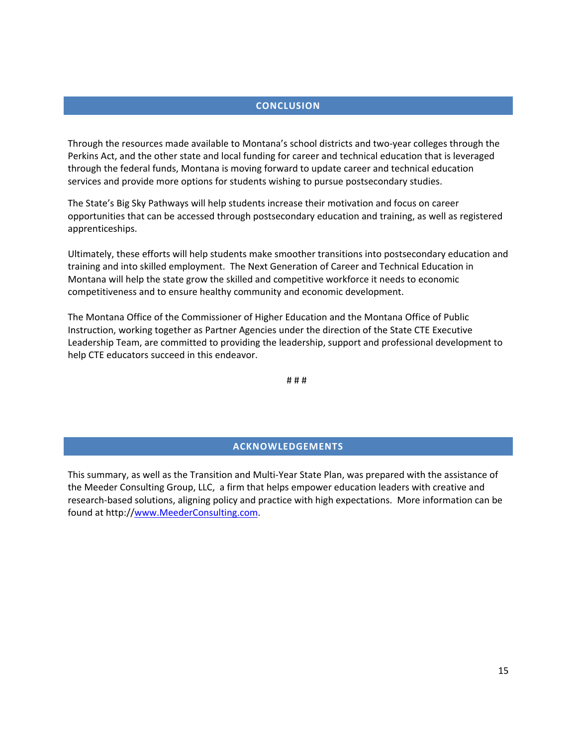## CONCLUSION

Through the resources made available to Montana's school districts and two-year colleges through the Perkins Act, and the other state and local funding for career and technical education that is leveraged through the federal funds, Montana is moving forward to update career and technical education services and provide more options for students wishing to pursue postsecondary studies.

The State's Big Sky Pathways will help students increase their motivation and focus on career opportunities that can be accessed through postsecondary education and training, as well as registered apprenticeships.

Ultimately, these efforts will help students make smoother transitions into postsecondary education and training and into skilled employment. The Next Generation of Career and Technical Education in Montana will help the state grow the skilled and competitive workforce it needs to economic competitiveness and to ensure healthy community and economic development.

The Montana Office of the Commissioner of Higher Education and the Montana Office of Public Instruction, working together as Partner Agencies under the direction of the State CTE Executive Leadership Team, are committed to providing the leadership, support and professional development to help CTE educators succeed in this endeavor.

# # #

## ACKNOWLEDGEMENTS

This summary, as well as the Transition and Multi-Year State Plan, was prepared with the assistance of the Meeder Consulting Group, LLC, a firm that helps empower education leaders with creative and research-based solutions, aligning policy and practice with high expectations. More information can be found at http://www.MeederConsulting.com.